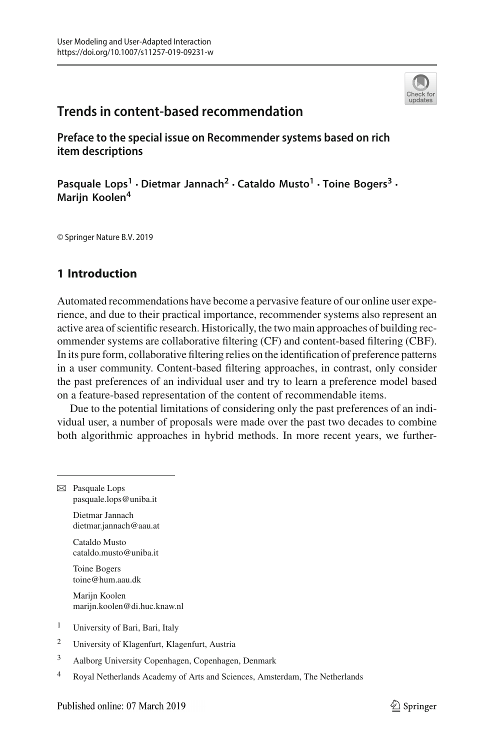# Trends in content-based recommendation

## Preface to the special issue on Recommender systems based on rich item descriptions

**Pasquale Lops[1] · Dietmar Jannach[2] · Cataldo Musto[1] · Toine Bogers[3] · Marijn Koolen[4]**

© Springer Nature B.V. 2019

## 1 Introduction

Automated recommendations have become a pervasive feature of our online user experience, and due to their practical importance, recommender systems also represent an active area of scientific research. Historically, the two main approaches of building recommender systems are collaborative filtering (CF) and content-based filtering (CBF). In its pure form, collaborative filtering relies on the identification of preference patterns in a user community. Content-based filtering approaches, in contrast, only consider the past preferences of an individual user and try to learn a preference model based on a feature-based representation of the content of recommendable items.

Due to the potential limitations of considering only the past preferences of an individual user, a number of proposals were made over the past two decades to combine both algorithmic approaches in hybrid methods. In more recent years, we further-

---

✉ Pasquale Lops
pasquale.lops@uniba.it

Dietmar Jannach
dietmar.jannach@aau.at

Cataldo Musto
cataldo.musto@uniba.it

Toine Bogers
toine@hum.aau.dk

Marijn Koolen
marijn.koolen@di.huc.knaw.nl

[1] University of Bari, Bari, Italy

[2] University of Klagenfurt, Klagenfurt, Austria

[3] Aalborg University Copenhagen, Copenhagen, Denmark

[4] Royal Netherlands Academy of Arts and Sciences, Amsterdam, The Netherlands

Published online: 07 March 2019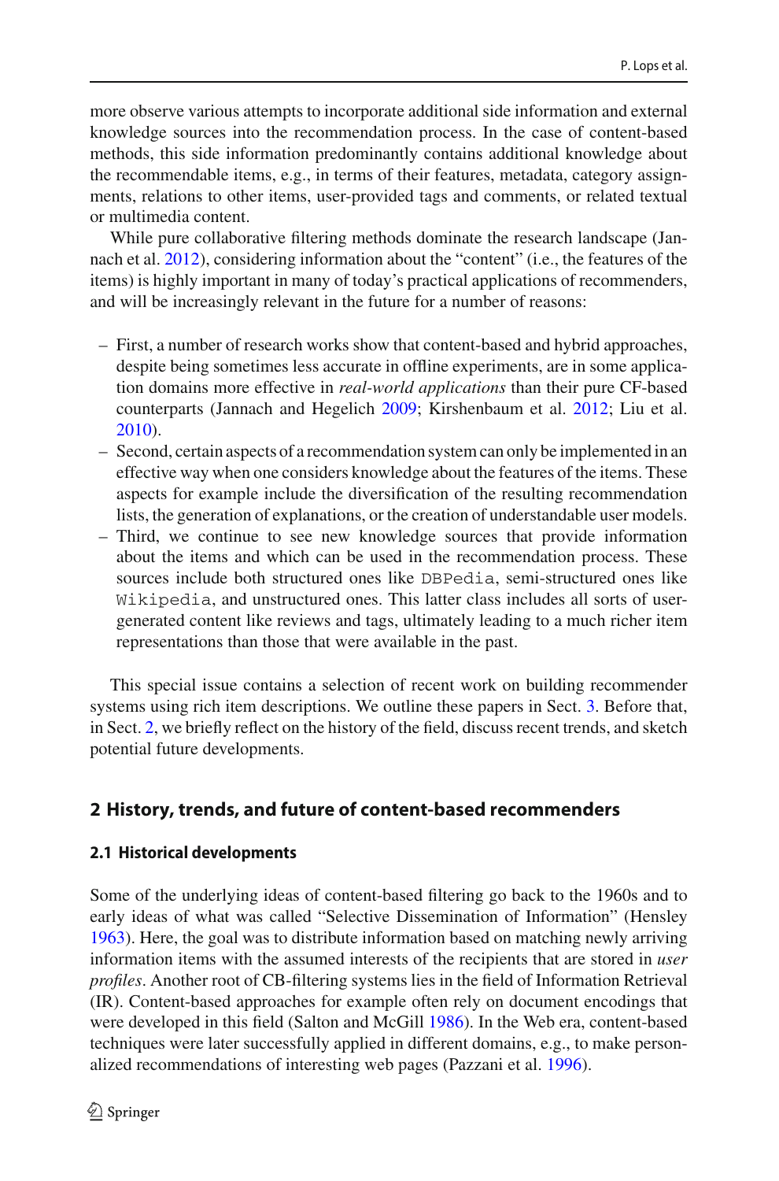more observe various attempts to incorporate additional side information and external knowledge sources into the recommendation process. In the case of content-based methods, this side information predominantly contains additional knowledge about the recommendable items, e.g., in terms of their features, metadata, category assignments, relations to other items, user-provided tags and comments, or related textual or multimedia content.

While pure collaborative filtering methods dominate the research landscape (Jannach et al. 2012), considering information about the "content" (i.e., the features of the items) is highly important in many of today's practical applications of recommenders, and will be increasingly relevant in the future for a number of reasons:

- First, a number of research works show that content-based and hybrid approaches, despite being sometimes less accurate in offline experiments, are in some application domains more effective in *real-world applications* than their pure CF-based counterparts (Jannach and Hegelich 2009; Kirshenbaum et al. 2012; Liu et al. 2010).
- Second, certain aspects of a recommendation system can only be implemented in an effective way when one considers knowledge about the features of the items. These aspects for example include the diversification of the resulting recommendation lists, the generation of explanations, or the creation of understandable user models.
- Third, we continue to see new knowledge sources that provide information about the items and which can be used in the recommendation process. These sources include both structured ones like `DBPedia`, semi-structured ones like `Wikipedia`, and unstructured ones. This latter class includes all sorts of user-generated content like reviews and tags, ultimately leading to a much richer item representations than those that were available in the past.

This special issue contains a selection of recent work on building recommender systems using rich item descriptions. We outline these papers in Sect. 3. Before that, in Sect. 2, we briefly reflect on the history of the field, discuss recent trends, and sketch potential future developments.

## 2 History, trends, and future of content-based recommenders

### 2.1 Historical developments

Some of the underlying ideas of content-based filtering go back to the 1960s and to early ideas of what was called "Selective Dissemination of Information" (Hensley 1963). Here, the goal was to distribute information based on matching newly arriving information items with the assumed interests of the recipients that are stored in *user profiles*. Another root of CB-filtering systems lies in the field of Information Retrieval (IR). Content-based approaches for example often rely on document encodings that were developed in this field (Salton and McGill 1986). In the Web era, content-based techniques were later successfully applied in different domains, e.g., to make personalized recommendations of interesting web pages (Pazzani et al. 1996).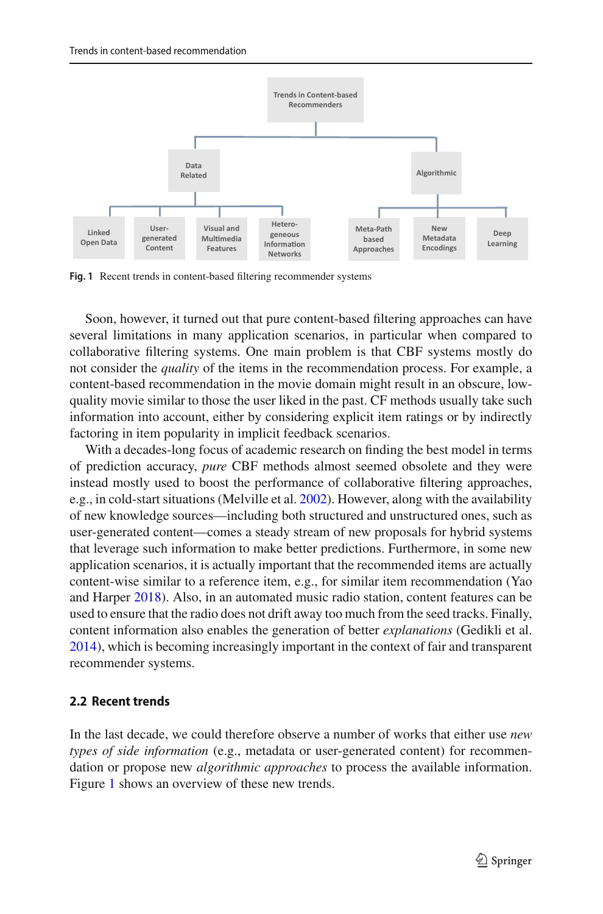Fig. 1 Recent trends in content-based filtering recommender systems

Soon, however, it turned out that pure content-based filtering approaches can have several limitations in many application scenarios, in particular when compared to collaborative filtering systems. One main problem is that CBF systems mostly do not consider the *quality* of the items in the recommendation process. For example, a content-based recommendation in the movie domain might result in an obscure, low-quality movie similar to those the user liked in the past. CF methods usually take such information into account, either by considering explicit item ratings or by indirectly factoring in item popularity in implicit feedback scenarios.

With a decades-long focus of academic research on finding the best model in terms of prediction accuracy, *pure* CBF methods almost seemed obsolete and they were instead mostly used to boost the performance of collaborative filtering approaches, e.g., in cold-start situations (Melville et al. 2002). However, along with the availability of new knowledge sources—including both structured and unstructured ones, such as user-generated content—comes a steady stream of new proposals for hybrid systems that leverage such information to make better predictions. Furthermore, in some new application scenarios, it is actually important that the recommended items are actually content-wise similar to a reference item, e.g., for similar item recommendation (Yao and Harper 2018). Also, in an automated music radio station, content features can be used to ensure that the radio does not drift away too much from the seed tracks. Finally, content information also enables the generation of better *explanations* (Gedikli et al. 2014), which is becoming increasingly important in the context of fair and transparent recommender systems.

## 2.2 Recent trends

In the last decade, we could therefore observe a number of works that either use *new types of side information* (e.g., metadata or user-generated content) for recommendation or propose new *algorithmic approaches* to process the available information. Figure 1 shows an overview of these new trends.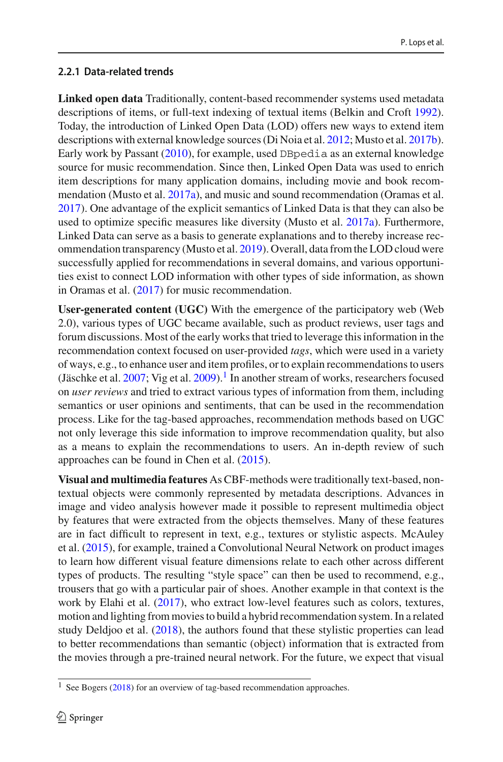### 2.2.1 Data-related trends

**Linked open data** Traditionally, content-based recommender systems used metadata descriptions of items, or full-text indexing of textual items (Belkin and Croft 1992). Today, the introduction of Linked Open Data (LOD) offers new ways to extend item descriptions with external knowledge sources (Di Noia et al. 2012; Musto et al. 2017b). Early work by Passant (2010), for example, used `DBpedia` as an external knowledge source for music recommendation. Since then, Linked Open Data was used to enrich item descriptions for many application domains, including movie and book recommendation (Musto et al. 2017a), and music and sound recommendation (Oramas et al. 2017). One advantage of the explicit semantics of Linked Data is that they can also be used to optimize specific measures like diversity (Musto et al. 2017a). Furthermore, Linked Data can serve as a basis to generate explanations and to thereby increase recommendation transparency (Musto et al. 2019). Overall, data from the LOD cloud were successfully applied for recommendations in several domains, and various opportunities exist to connect LOD information with other types of side information, as shown in Oramas et al. (2017) for music recommendation.

**User-generated content (UGC)** With the emergence of the participatory web (Web 2.0), various types of UGC became available, such as product reviews, user tags and forum discussions. Most of the early works that tried to leverage this information in the recommendation context focused on user-provided *tags*, which were used in a variety of ways, e.g., to enhance user and item profiles, or to explain recommendations to users (Jäschke et al. 2007; Vig et al. 2009).[1] In another stream of works, researchers focused on *user reviews* and tried to extract various types of information from them, including semantics or user opinions and sentiments, that can be used in the recommendation process. Like for the tag-based approaches, recommendation methods based on UGC not only leverage this side information to improve recommendation quality, but also as a means to explain the recommendations to users. An in-depth review of such approaches can be found in Chen et al. (2015).

**Visual and multimedia features** As CBF-methods were traditionally text-based, non-textual objects were commonly represented by metadata descriptions. Advances in image and video analysis however made it possible to represent multimedia object by features that were extracted from the objects themselves. Many of these features are in fact difficult to represent in text, e.g., textures or stylistic aspects. McAuley et al. (2015), for example, trained a Convolutional Neural Network on product images to learn how different visual feature dimensions relate to each other across different types of products. The resulting "style space" can then be used to recommend, e.g., trousers that go with a particular pair of shoes. Another example in that context is the work by Elahi et al. (2017), who extract low-level features such as colors, textures, motion and lighting from movies to build a hybrid recommendation system. In a related study Deldjoo et al. (2018), the authors found that these stylistic properties can lead to better recommendations than semantic (object) information that is extracted from the movies through a pre-trained neural network. For the future, we expect that visual

[1] See Bogers (2018) for an overview of tag-based recommendation approaches.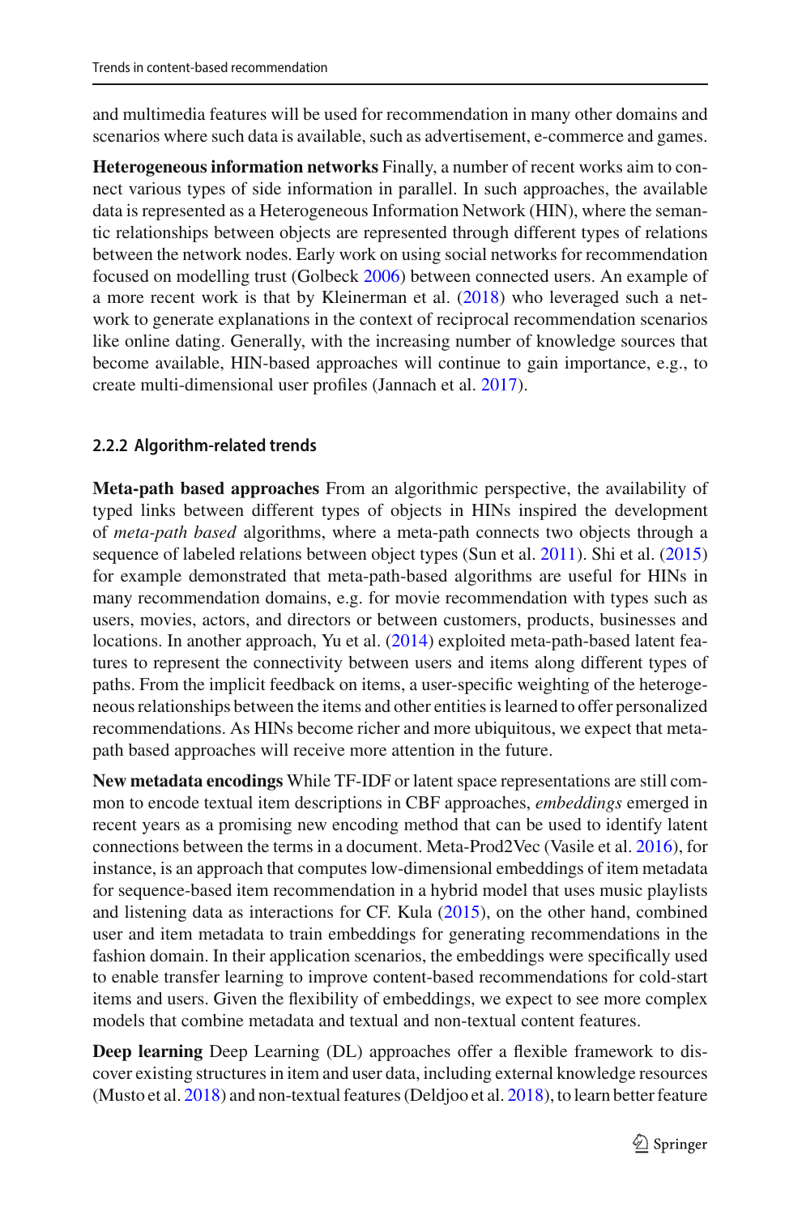and multimedia features will be used for recommendation in many other domains and scenarios where such data is available, such as advertisement, e-commerce and games.

**Heterogeneous information networks** Finally, a number of recent works aim to connect various types of side information in parallel. In such approaches, the available data is represented as a Heterogeneous Information Network (HIN), where the semantic relationships between objects are represented through different types of relations between the network nodes. Early work on using social networks for recommendation focused on modelling trust (Golbeck 2006) between connected users. An example of a more recent work is that by Kleinerman et al. (2018) who leveraged such a network to generate explanations in the context of reciprocal recommendation scenarios like online dating. Generally, with the increasing number of knowledge sources that become available, HIN-based approaches will continue to gain importance, e.g., to create multi-dimensional user profiles (Jannach et al. 2017).

### 2.2.2 Algorithm-related trends

**Meta-path based approaches** From an algorithmic perspective, the availability of typed links between different types of objects in HINs inspired the development of *meta-path based* algorithms, where a meta-path connects two objects through a sequence of labeled relations between object types (Sun et al. 2011). Shi et al. (2015) for example demonstrated that meta-path-based algorithms are useful for HINs in many recommendation domains, e.g. for movie recommendation with types such as users, movies, actors, and directors or between customers, products, businesses and locations. In another approach, Yu et al. (2014) exploited meta-path-based latent features to represent the connectivity between users and items along different types of paths. From the implicit feedback on items, a user-specific weighting of the heterogeneous relationships between the items and other entities is learned to offer personalized recommendations. As HINs become richer and more ubiquitous, we expect that meta-path based approaches will receive more attention in the future.

**New metadata encodings** While TF-IDF or latent space representations are still common to encode textual item descriptions in CBF approaches, *embeddings* emerged in recent years as a promising new encoding method that can be used to identify latent connections between the terms in a document. Meta-Prod2Vec (Vasile et al. 2016), for instance, is an approach that computes low-dimensional embeddings of item metadata for sequence-based item recommendation in a hybrid model that uses music playlists and listening data as interactions for CF. Kula (2015), on the other hand, combined user and item metadata to train embeddings for generating recommendations in the fashion domain. In their application scenarios, the embeddings were specifically used to enable transfer learning to improve content-based recommendations for cold-start items and users. Given the flexibility of embeddings, we expect to see more complex models that combine metadata and textual and non-textual content features.

**Deep learning** Deep Learning (DL) approaches offer a flexible framework to discover existing structures in item and user data, including external knowledge resources (Musto et al. 2018) and non-textual features (Deldjoo et al. 2018), to learn better feature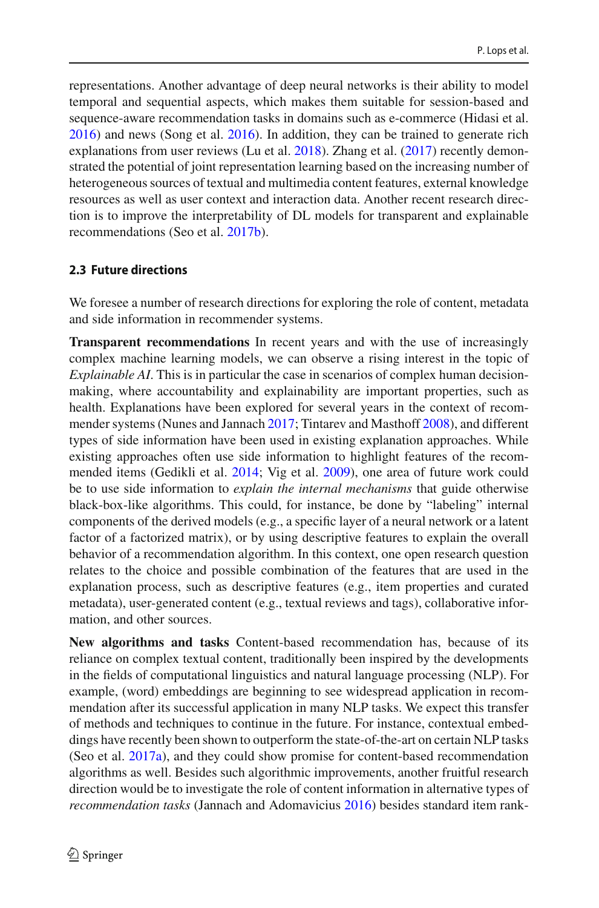representations. Another advantage of deep neural networks is their ability to model temporal and sequential aspects, which makes them suitable for session-based and sequence-aware recommendation tasks in domains such as e-commerce (Hidasi et al. 2016) and news (Song et al. 2016). In addition, they can be trained to generate rich explanations from user reviews (Lu et al. 2018). Zhang et al. (2017) recently demonstrated the potential of joint representation learning based on the increasing number of heterogeneous sources of textual and multimedia content features, external knowledge resources as well as user context and interaction data. Another recent research direction is to improve the interpretability of DL models for transparent and explainable recommendations (Seo et al. 2017b).

### 2.3 Future directions

We foresee a number of research directions for exploring the role of content, metadata and side information in recommender systems.

**Transparent recommendations** In recent years and with the use of increasingly complex machine learning models, we can observe a rising interest in the topic of *Explainable AI*. This is in particular the case in scenarios of complex human decision-making, where accountability and explainability are important properties, such as health. Explanations have been explored for several years in the context of recommender systems (Nunes and Jannach 2017; Tintarev and Masthoff 2008), and different types of side information have been used in existing explanation approaches. While existing approaches often use side information to highlight features of the recommended items (Gedikli et al. 2014; Vig et al. 2009), one area of future work could be to use side information to *explain the internal mechanisms* that guide otherwise black-box-like algorithms. This could, for instance, be done by "labeling" internal components of the derived models (e.g., a specific layer of a neural network or a latent factor of a factorized matrix), or by using descriptive features to explain the overall behavior of a recommendation algorithm. In this context, one open research question relates to the choice and possible combination of the features that are used in the explanation process, such as descriptive features (e.g., item properties and curated metadata), user-generated content (e.g., textual reviews and tags), collaborative information, and other sources.

**New algorithms and tasks** Content-based recommendation has, because of its reliance on complex textual content, traditionally been inspired by the developments in the fields of computational linguistics and natural language processing (NLP). For example, (word) embeddings are beginning to see widespread application in recommendation after its successful application in many NLP tasks. We expect this transfer of methods and techniques to continue in the future. For instance, contextual embeddings have recently been shown to outperform the state-of-the-art on certain NLP tasks (Seo et al. 2017a), and they could show promise for content-based recommendation algorithms as well. Besides such algorithmic improvements, another fruitful research direction would be to investigate the role of content information in alternative types of *recommendation tasks* (Jannach and Adomavicius 2016) besides standard item rank-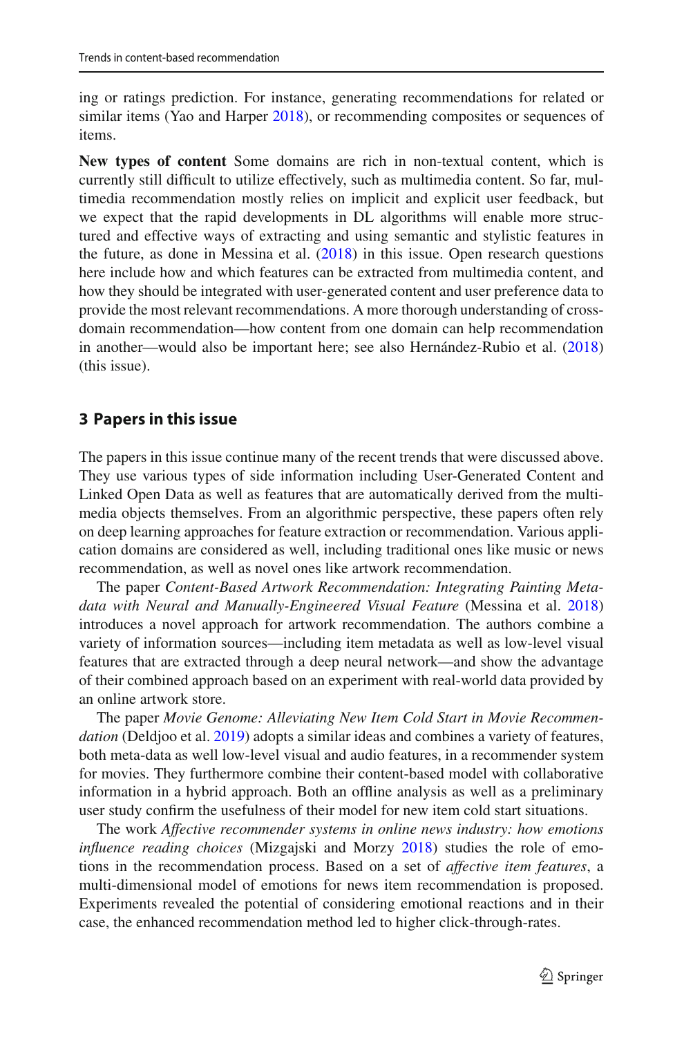ing or ratings prediction. For instance, generating recommendations for related or similar items (Yao and Harper 2018), or recommending composites or sequences of items.

**New types of content** Some domains are rich in non-textual content, which is currently still difficult to utilize effectively, such as multimedia content. So far, multimedia recommendation mostly relies on implicit and explicit user feedback, but we expect that the rapid developments in DL algorithms will enable more structured and effective ways of extracting and using semantic and stylistic features in the future, as done in Messina et al. (2018) in this issue. Open research questions here include how and which features can be extracted from multimedia content, and how they should be integrated with user-generated content and user preference data to provide the most relevant recommendations. A more thorough understanding of cross-domain recommendation—how content from one domain can help recommendation in another—would also be important here; see also Hernández-Rubio et al. (2018) (this issue).

## 3 Papers in this issue

The papers in this issue continue many of the recent trends that were discussed above. They use various types of side information including User-Generated Content and Linked Open Data as well as features that are automatically derived from the multimedia objects themselves. From an algorithmic perspective, these papers often rely on deep learning approaches for feature extraction or recommendation. Various application domains are considered as well, including traditional ones like music or news recommendation, as well as novel ones like artwork recommendation.

The paper *Content-Based Artwork Recommendation: Integrating Painting Metadata with Neural and Manually-Engineered Visual Feature* (Messina et al. 2018) introduces a novel approach for artwork recommendation. The authors combine a variety of information sources—including item metadata as well as low-level visual features that are extracted through a deep neural network—and show the advantage of their combined approach based on an experiment with real-world data provided by an online artwork store.

The paper *Movie Genome: Alleviating New Item Cold Start in Movie Recommendation* (Deldjoo et al. 2019) adopts a similar ideas and combines a variety of features, both meta-data as well low-level visual and audio features, in a recommender system for movies. They furthermore combine their content-based model with collaborative information in a hybrid approach. Both an offline analysis as well as a preliminary user study confirm the usefulness of their model for new item cold start situations.

The work *Affective recommender systems in online news industry: how emotions influence reading choices* (Mizgajski and Morzy 2018) studies the role of emotions in the recommendation process. Based on a set of *affective item features*, a multi-dimensional model of emotions for news item recommendation is proposed. Experiments revealed the potential of considering emotional reactions and in their case, the enhanced recommendation method led to higher click-through-rates.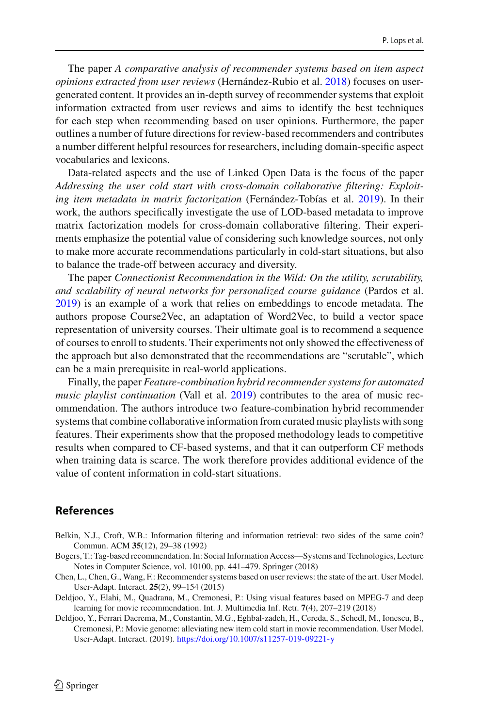The paper *A comparative analysis of recommender systems based on item aspect opinions extracted from user reviews* (Hernández-Rubio et al. 2018) focuses on user-generated content. It provides an in-depth survey of recommender systems that exploit information extracted from user reviews and aims to identify the best techniques for each step when recommending based on user opinions. Furthermore, the paper outlines a number of future directions for review-based recommenders and contributes a number different helpful resources for researchers, including domain-specific aspect vocabularies and lexicons.

Data-related aspects and the use of Linked Open Data is the focus of the paper *Addressing the user cold start with cross-domain collaborative filtering: Exploiting item metadata in matrix factorization* (Fernández-Tobías et al. 2019). In their work, the authors specifically investigate the use of LOD-based metadata to improve matrix factorization models for cross-domain collaborative filtering. Their experiments emphasize the potential value of considering such knowledge sources, not only to make more accurate recommendations particularly in cold-start situations, but also to balance the trade-off between accuracy and diversity.

The paper *Connectionist Recommendation in the Wild: On the utility, scrutability, and scalability of neural networks for personalized course guidance* (Pardos et al. 2019) is an example of a work that relies on embeddings to encode metadata. The authors propose Course2Vec, an adaptation of Word2Vec, to build a vector space representation of university courses. Their ultimate goal is to recommend a sequence of courses to enroll to students. Their experiments not only showed the effectiveness of the approach but also demonstrated that the recommendations are "scrutable", which can be a main prerequisite in real-world applications.

Finally, the paper *Feature-combination hybrid recommender systems for automated music playlist continuation* (Vall et al. 2019) contributes to the area of music recommendation. The authors introduce two feature-combination hybrid recommender systems that combine collaborative information from curated music playlists with song features. Their experiments show that the proposed methodology leads to competitive results when compared to CF-based systems, and that it can outperform CF methods when training data is scarce. The work therefore provides additional evidence of the value of content information in cold-start situations.

## References

Belkin, N.J., Croft, W.B.: Information filtering and information retrieval: two sides of the same coin? Commun. ACM **35**(12), 29–38 (1992)

Bogers, T.: Tag-based recommendation. In: Social Information Access—Systems and Technologies, Lecture Notes in Computer Science, vol. 10100, pp. 441–479. Springer (2018)

Chen, L., Chen, G., Wang, F.: Recommender systems based on user reviews: the state of the art. User Model. User-Adapt. Interact. **25**(2), 99–154 (2015)

Deldjoo, Y., Elahi, M., Quadrana, M., Cremonesi, P.: Using visual features based on MPEG-7 and deep learning for movie recommendation. Int. J. Multimedia Inf. Retr. **7**(4), 207–219 (2018)

Deldjoo, Y., Ferrari Dacrema, M., Constantin, M.G., Eghbal-zadeh, H., Cereda, S., Schedl, M., Ionescu, B., Cremonesi, P.: Movie genome: alleviating new item cold start in movie recommendation. User Model. User-Adapt. Interact. (2019). https://doi.org/10.1007/s11257-019-09221-y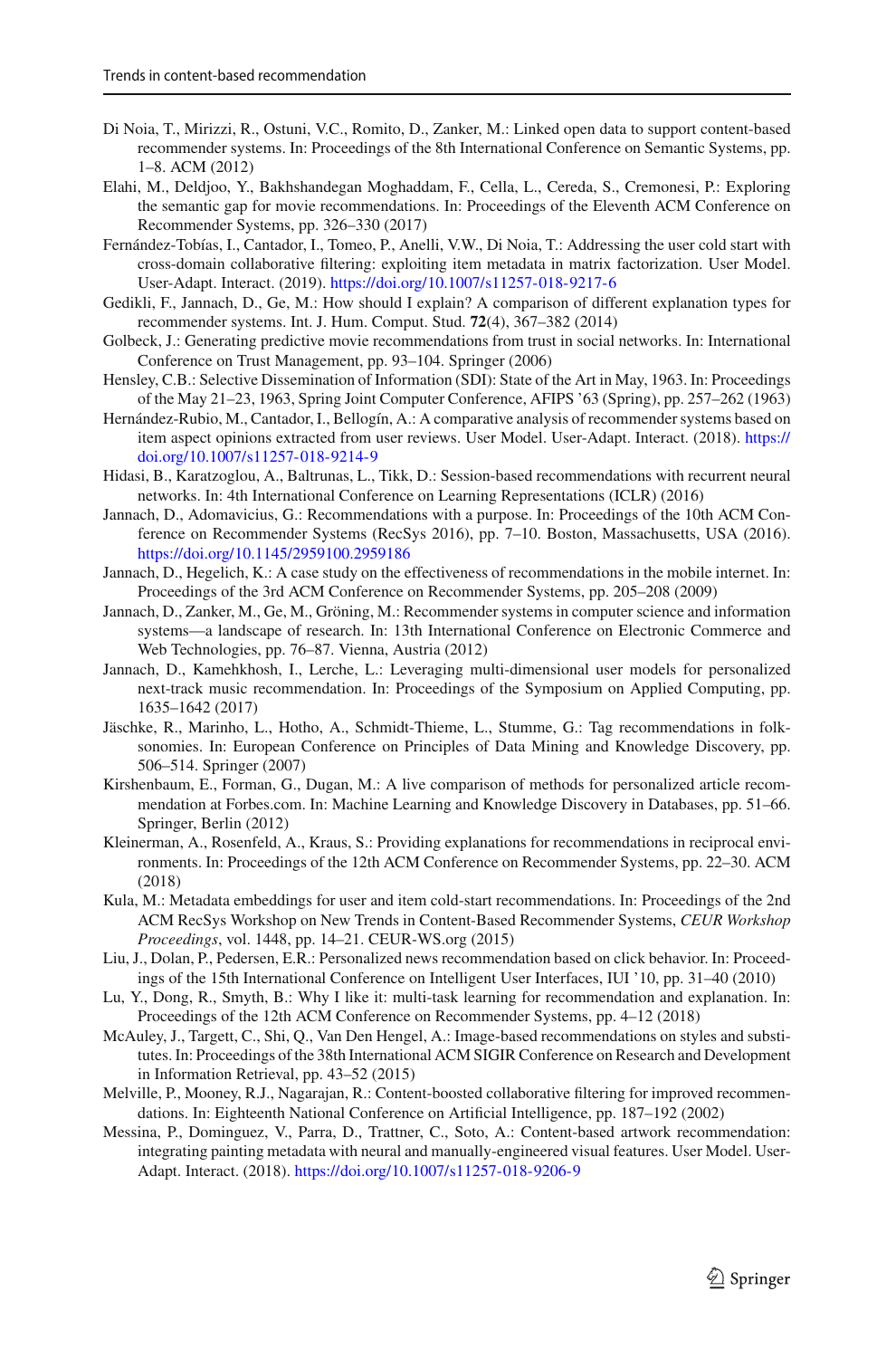Di Noia, T., Mirizzi, R., Ostuni, V.C., Romito, D., Zanker, M.: Linked open data to support content-based recommender systems. In: Proceedings of the 8th International Conference on Semantic Systems, pp. 1–8. ACM (2012)

Elahi, M., Deldjoo, Y., Bakhshandegan Moghaddam, F., Cella, L., Cereda, S., Cremonesi, P.: Exploring the semantic gap for movie recommendations. In: Proceedings of the Eleventh ACM Conference on Recommender Systems, pp. 326–330 (2017)

Fernández-Tobías, I., Cantador, I., Tomeo, P., Anelli, V.W., Di Noia, T.: Addressing the user cold start with cross-domain collaborative filtering: exploiting item metadata in matrix factorization. User Model. User-Adapt. Interact. (2019). https://doi.org/10.1007/s11257-018-9217-6

Gedikli, F., Jannach, D., Ge, M.: How should I explain? A comparison of different explanation types for recommender systems. Int. J. Hum. Comput. Stud. **72**(4), 367–382 (2014)

Golbeck, J.: Generating predictive movie recommendations from trust in social networks. In: International Conference on Trust Management, pp. 93–104. Springer (2006)

Hensley, C.B.: Selective Dissemination of Information (SDI): State of the Art in May, 1963. In: Proceedings of the May 21–23, 1963, Spring Joint Computer Conference, AFIPS '63 (Spring), pp. 257–262 (1963)

Hernández-Rubio, M., Cantador, I., Bellogín, A.: A comparative analysis of recommender systems based on item aspect opinions extracted from user reviews. User Model. User-Adapt. Interact. (2018). https://doi.org/10.1007/s11257-018-9214-9

Hidasi, B., Karatzoglou, A., Baltrunas, L., Tikk, D.: Session-based recommendations with recurrent neural networks. In: 4th International Conference on Learning Representations (ICLR) (2016)

Jannach, D., Adomavicius, G.: Recommendations with a purpose. In: Proceedings of the 10th ACM Conference on Recommender Systems (RecSys 2016), pp. 7–10. Boston, Massachusetts, USA (2016). https://doi.org/10.1145/2959100.2959186

Jannach, D., Hegelich, K.: A case study on the effectiveness of recommendations in the mobile internet. In: Proceedings of the 3rd ACM Conference on Recommender Systems, pp. 205–208 (2009)

Jannach, D., Zanker, M., Ge, M., Gröning, M.: Recommender systems in computer science and information systems—a landscape of research. In: 13th International Conference on Electronic Commerce and Web Technologies, pp. 76–87. Vienna, Austria (2012)

Jannach, D., Kamehkhosh, I., Lerche, L.: Leveraging multi-dimensional user models for personalized next-track music recommendation. In: Proceedings of the Symposium on Applied Computing, pp. 1635–1642 (2017)

Jäschke, R., Marinho, L., Hotho, A., Schmidt-Thieme, L., Stumme, G.: Tag recommendations in folksonomies. In: European Conference on Principles of Data Mining and Knowledge Discovery, pp. 506–514. Springer (2007)

Kirshenbaum, E., Forman, G., Dugan, M.: A live comparison of methods for personalized article recommendation at Forbes.com. In: Machine Learning and Knowledge Discovery in Databases, pp. 51–66. Springer, Berlin (2012)

Kleinerman, A., Rosenfeld, A., Kraus, S.: Providing explanations for recommendations in reciprocal environments. In: Proceedings of the 12th ACM Conference on Recommender Systems, pp. 22–30. ACM (2018)

Kula, M.: Metadata embeddings for user and item cold-start recommendations. In: Proceedings of the 2nd ACM RecSys Workshop on New Trends in Content-Based Recommender Systems, *CEUR Workshop Proceedings*, vol. 1448, pp. 14–21. CEUR-WS.org (2015)

Liu, J., Dolan, P., Pedersen, E.R.: Personalized news recommendation based on click behavior. In: Proceedings of the 15th International Conference on Intelligent User Interfaces, IUI '10, pp. 31–40 (2010)

Lu, Y., Dong, R., Smyth, B.: Why I like it: multi-task learning for recommendation and explanation. In: Proceedings of the 12th ACM Conference on Recommender Systems, pp. 4–12 (2018)

McAuley, J., Targett, C., Shi, Q., Van Den Hengel, A.: Image-based recommendations on styles and substitutes. In: Proceedings of the 38th International ACM SIGIR Conference on Research and Development in Information Retrieval, pp. 43–52 (2015)

Melville, P., Mooney, R.J., Nagarajan, R.: Content-boosted collaborative filtering for improved recommendations. In: Eighteenth National Conference on Artificial Intelligence, pp. 187–192 (2002)

Messina, P., Dominguez, V., Parra, D., Trattner, C., Soto, A.: Content-based artwork recommendation: integrating painting metadata with neural and manually-engineered visual features. User Model. User-Adapt. Interact. (2018). https://doi.org/10.1007/s11257-018-9206-9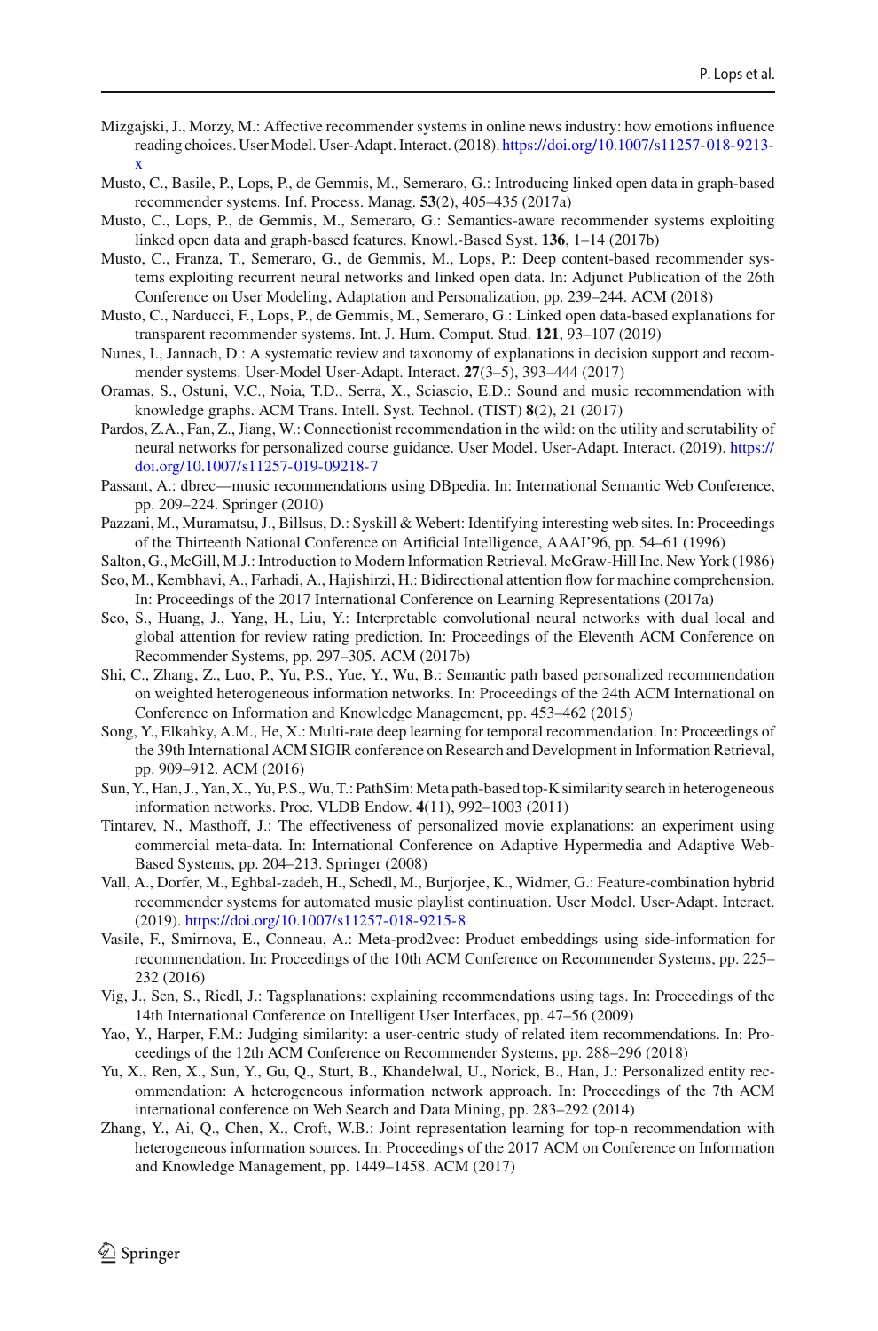Mizgajski, J., Morzy, M.: Affective recommender systems in online news industry: how emotions influence reading choices. User Model. User-Adapt. Interact. (2018). https://doi.org/10.1007/s11257-018-9213-x

Musto, C., Basile, P., Lops, P., de Gemmis, M., Semeraro, G.: Introducing linked open data in graph-based recommender systems. Inf. Process. Manag. **53**(2), 405–435 (2017a)

Musto, C., Lops, P., de Gemmis, M., Semeraro, G.: Semantics-aware recommender systems exploiting linked open data and graph-based features. Knowl.-Based Syst. **136**, 1–14 (2017b)

Musto, C., Franza, T., Semeraro, G., de Gemmis, M., Lops, P.: Deep content-based recommender systems exploiting recurrent neural networks and linked open data. In: Adjunct Publication of the 26th Conference on User Modeling, Adaptation and Personalization, pp. 239–244. ACM (2018)

Musto, C., Narducci, F., Lops, P., de Gemmis, M., Semeraro, G.: Linked open data-based explanations for transparent recommender systems. Int. J. Hum. Comput. Stud. **121**, 93–107 (2019)

Nunes, I., Jannach, D.: A systematic review and taxonomy of explanations in decision support and recommender systems. User-Model User-Adapt. Interact. **27**(3–5), 393–444 (2017)

Oramas, S., Ostuni, V.C., Noia, T.D., Serra, X., Sciascio, E.D.: Sound and music recommendation with knowledge graphs. ACM Trans. Intell. Syst. Technol. (TIST) **8**(2), 21 (2017)

Pardos, Z.A., Fan, Z., Jiang, W.: Connectionist recommendation in the wild: on the utility and scrutability of neural networks for personalized course guidance. User Model. User-Adapt. Interact. (2019). https://doi.org/10.1007/s11257-019-09218-7

Passant, A.: dbrec—music recommendations using DBpedia. In: International Semantic Web Conference, pp. 209–224. Springer (2010)

Pazzani, M., Muramatsu, J., Billsus, D.: Syskill & Webert: Identifying interesting web sites. In: Proceedings of the Thirteenth National Conference on Artificial Intelligence, AAAI'96, pp. 54–61 (1996)

Salton, G., McGill, M.J.: Introduction to Modern Information Retrieval. McGraw-Hill Inc, New York (1986)

Seo, M., Kembhavi, A., Farhadi, A., Hajishirzi, H.: Bidirectional attention flow for machine comprehension. In: Proceedings of the 2017 International Conference on Learning Representations (2017a)

Seo, S., Huang, J., Yang, H., Liu, Y.: Interpretable convolutional neural networks with dual local and global attention for review rating prediction. In: Proceedings of the Eleventh ACM Conference on Recommender Systems, pp. 297–305. ACM (2017b)

Shi, C., Zhang, Z., Luo, P., Yu, P.S., Yue, Y., Wu, B.: Semantic path based personalized recommendation on weighted heterogeneous information networks. In: Proceedings of the 24th ACM International on Conference on Information and Knowledge Management, pp. 453–462 (2015)

Song, Y., Elkahky, A.M., He, X.: Multi-rate deep learning for temporal recommendation. In: Proceedings of the 39th International ACM SIGIR conference on Research and Development in Information Retrieval, pp. 909–912. ACM (2016)

Sun, Y., Han, J., Yan, X., Yu, P.S., Wu, T.: PathSim: Meta path-based top-K similarity search in heterogeneous information networks. Proc. VLDB Endow. **4**(11), 992–1003 (2011)

Tintarev, N., Masthoff, J.: The effectiveness of personalized movie explanations: an experiment using commercial meta-data. In: International Conference on Adaptive Hypermedia and Adaptive Web-Based Systems, pp. 204–213. Springer (2008)

Vall, A., Dorfer, M., Eghbal-zadeh, H., Schedl, M., Burjorjee, K., Widmer, G.: Feature-combination hybrid recommender systems for automated music playlist continuation. User Model. User-Adapt. Interact. (2019). https://doi.org/10.1007/s11257-018-9215-8

Vasile, F., Smirnova, E., Conneau, A.: Meta-prod2vec: Product embeddings using side-information for recommendation. In: Proceedings of the 10th ACM Conference on Recommender Systems, pp. 225–232 (2016)

Vig, J., Sen, S., Riedl, J.: Tagsplanations: explaining recommendations using tags. In: Proceedings of the 14th International Conference on Intelligent User Interfaces, pp. 47–56 (2009)

Yao, Y., Harper, F.M.: Judging similarity: a user-centric study of related item recommendations. In: Proceedings of the 12th ACM Conference on Recommender Systems, pp. 288–296 (2018)

Yu, X., Ren, X., Sun, Y., Gu, Q., Sturt, B., Khandelwal, U., Norick, B., Han, J.: Personalized entity recommendation: A heterogeneous information network approach. In: Proceedings of the 7th ACM international conference on Web Search and Data Mining, pp. 283–292 (2014)

Zhang, Y., Ai, Q., Chen, X., Croft, W.B.: Joint representation learning for top-n recommendation with heterogeneous information sources. In: Proceedings of the 2017 ACM on Conference on Information and Knowledge Management, pp. 1449–1458. ACM (2017)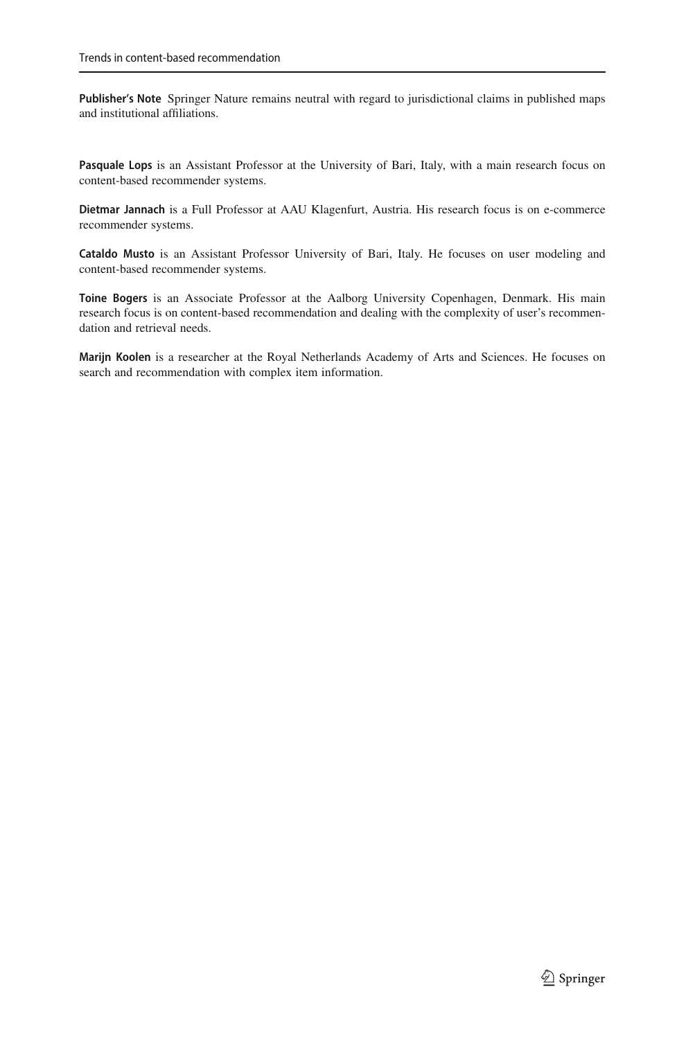**Publisher's Note** Springer Nature remains neutral with regard to jurisdictional claims in published maps and institutional affiliations.

**Pasquale Lops** is an Assistant Professor at the University of Bari, Italy, with a main research focus on content-based recommender systems.

**Dietmar Jannach** is a Full Professor at AAU Klagenfurt, Austria. His research focus is on e-commerce recommender systems.

**Cataldo Musto** is an Assistant Professor University of Bari, Italy. He focuses on user modeling and content-based recommender systems.

**Toine Bogers** is an Associate Professor at the Aalborg University Copenhagen, Denmark. His main research focus is on content-based recommendation and dealing with the complexity of user's recommendation and retrieval needs.

**Marijn Koolen** is a researcher at the Royal Netherlands Academy of Arts and Sciences. He focuses on search and recommendation with complex item information.